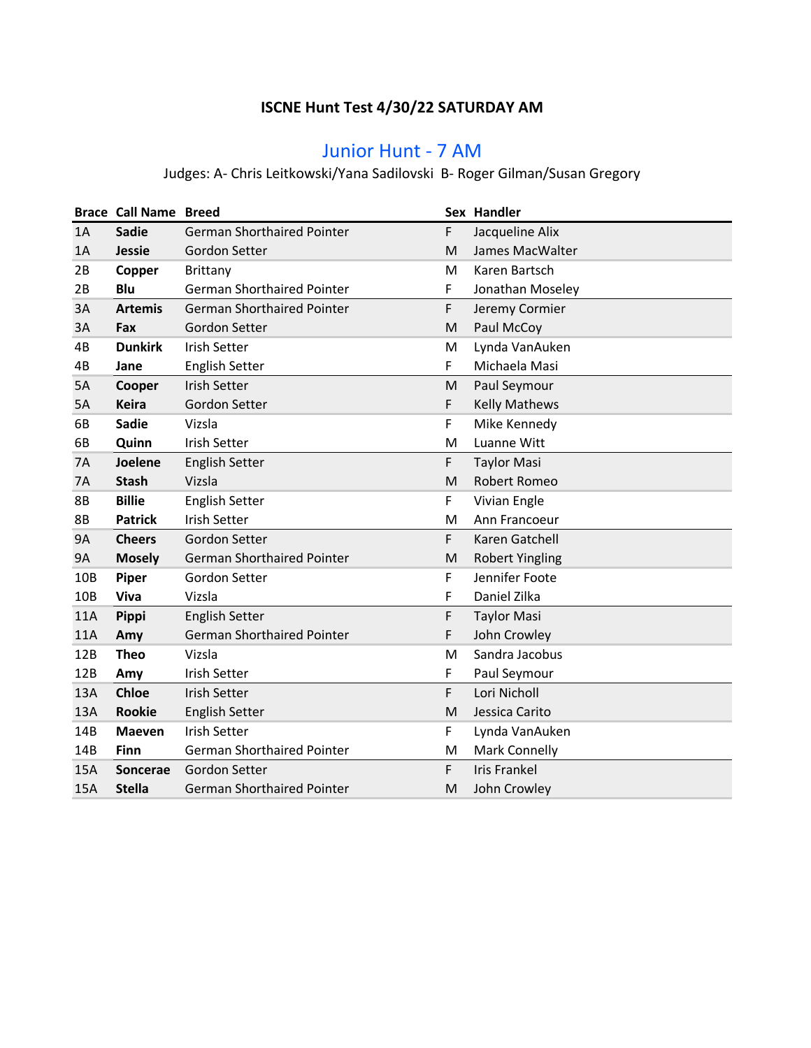# ISCNE Hunt Test 4/30/22 SATURDAY AM

## Junior Hunt - 7 AM

Judges: A- Chris Leitkowski/Yana Sadilovski B- Roger Gilman/Susan Gregory

| Brace | Call Name | Breed | Sex | Handler |
|---|---|---|---|---|
| 1A | **Sadie** | German Shorthaired Pointer | F | Jacqueline Alix |
| 1A | **Jessie** | Gordon Setter | M | James MacWalter |
| 2B | **Copper** | Brittany | M | Karen Bartsch |
| 2B | **Blu** | German Shorthaired Pointer | F | Jonathan Moseley |
| 3A | **Artemis** | German Shorthaired Pointer | F | Jeremy Cormier |
| 3A | **Fax** | Gordon Setter | M | Paul McCoy |
| 4B | **Dunkirk** | Irish Setter | M | Lynda VanAuken |
| 4B | **Jane** | English Setter | F | Michaela Masi |
| 5A | **Cooper** | Irish Setter | M | Paul Seymour |
| 5A | **Keira** | Gordon Setter | F | Kelly Mathews |
| 6B | **Sadie** | Vizsla | F | Mike Kennedy |
| 6B | **Quinn** | Irish Setter | M | Luanne Witt |
| 7A | **Joelene** | English Setter | F | Taylor Masi |
| 7A | **Stash** | Vizsla | M | Robert Romeo |
| 8B | **Billie** | English Setter | F | Vivian Engle |
| 8B | **Patrick** | Irish Setter | M | Ann Francoeur |
| 9A | **Cheers** | Gordon Setter | F | Karen Gatchell |
| 9A | **Mosely** | German Shorthaired Pointer | M | Robert Yingling |
| 10B | **Piper** | Gordon Setter | F | Jennifer Foote |
| 10B | **Viva** | Vizsla | F | Daniel Zilka |
| 11A | **Pippi** | English Setter | F | Taylor Masi |
| 11A | **Amy** | German Shorthaired Pointer | F | John Crowley |
| 12B | **Theo** | Vizsla | M | Sandra Jacobus |
| 12B | **Amy** | Irish Setter | F | Paul Seymour |
| 13A | **Chloe** | Irish Setter | F | Lori Nicholl |
| 13A | **Rookie** | English Setter | M | Jessica Carito |
| 14B | **Maeven** | Irish Setter | F | Lynda VanAuken |
| 14B | **Finn** | German Shorthaired Pointer | M | Mark Connelly |
| 15A | **Soncerae** | Gordon Setter | F | Iris Frankel |
| 15A | **Stella** | German Shorthaired Pointer | M | John Crowley |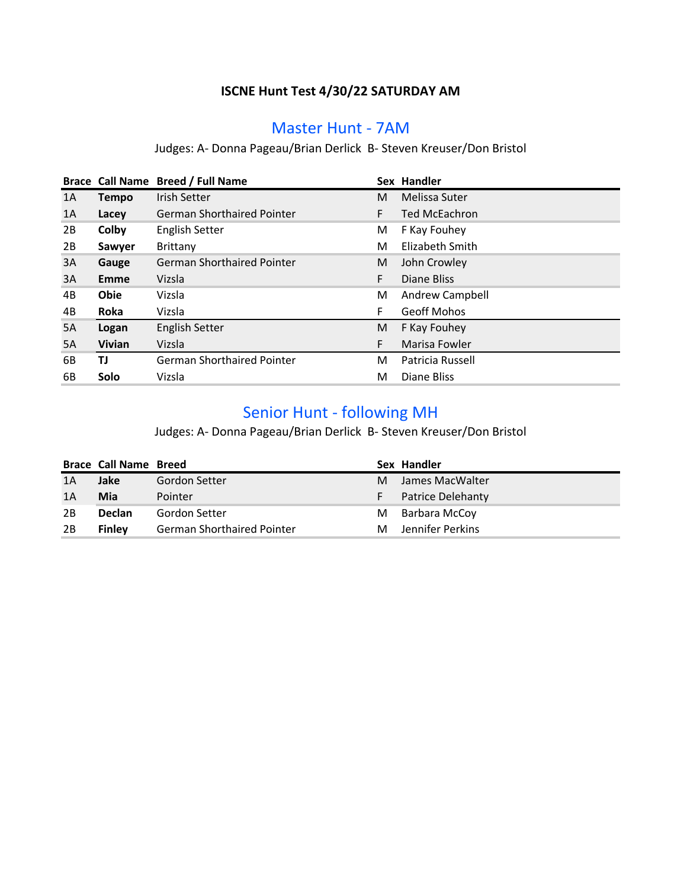# ISCNE Hunt Test 4/30/22 SATURDAY AM

## Master Hunt - 7AM

Judges: A- Donna Pageau/Brian Derlick B- Steven Kreuser/Don Bristol

| Brace | Call Name | Breed / Full Name | Sex | Handler |
|---|---|---|---|---|
| 1A | **Tempo** | Irish Setter | M | Melissa Suter |
| 1A | **Lacey** | German Shorthaired Pointer | F | Ted McEachron |
| 2B | **Colby** | English Setter | M | F Kay Fouhey |
| 2B | **Sawyer** | Brittany | M | Elizabeth Smith |
| 3A | **Gauge** | German Shorthaired Pointer | M | John Crowley |
| 3A | **Emme** | Vizsla | F | Diane Bliss |
| 4B | **Obie** | Vizsla | M | Andrew Campbell |
| 4B | **Roka** | Vizsla | F | Geoff Mohos |
| 5A | **Logan** | English Setter | M | F Kay Fouhey |
| 5A | **Vivian** | Vizsla | F | Marisa Fowler |
| 6B | **TJ** | German Shorthaired Pointer | M | Patricia Russell |
| 6B | **Solo** | Vizsla | M | Diane Bliss |

## Senior Hunt - following MH

Judges: A- Donna Pageau/Brian Derlick B- Steven Kreuser/Don Bristol

| Brace | Call Name | Breed | Sex | Handler |
|---|---|---|---|---|
| 1A | **Jake** | Gordon Setter | M | James MacWalter |
| 1A | **Mia** | Pointer | F | Patrice Delehanty |
| 2B | **Declan** | Gordon Setter | M | Barbara McCoy |
| 2B | **Finley** | German Shorthaired Pointer | M | Jennifer Perkins |